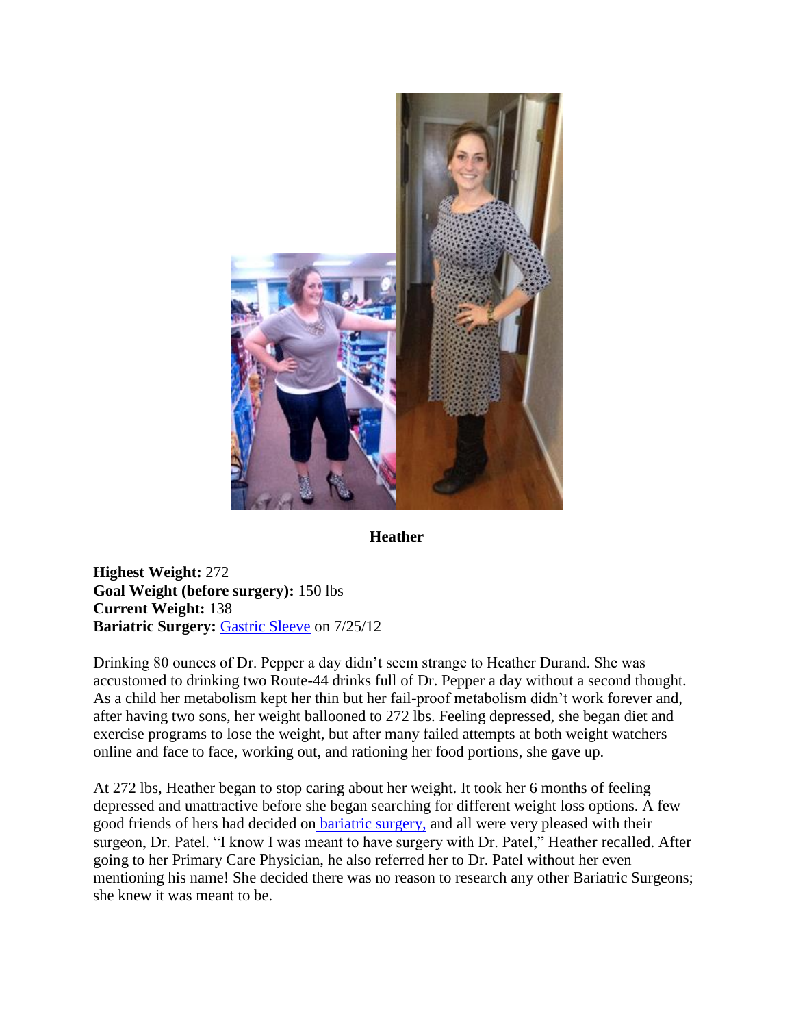**Heather**

**Highest Weight:** 272
**Goal Weight (before surgery):** 150 lbs
**Current Weight:** 138
**Bariatric Surgery:** Gastric Sleeve on 7/25/12

Drinking 80 ounces of Dr. Pepper a day didn't seem strange to Heather Durand. She was accustomed to drinking two Route-44 drinks full of Dr. Pepper a day without a second thought. As a child her metabolism kept her thin but her fail-proof metabolism didn't work forever and, after having two sons, her weight ballooned to 272 lbs. Feeling depressed, she began diet and exercise programs to lose the weight, but after many failed attempts at both weight watchers online and face to face, working out, and rationing her food portions, she gave up.

At 272 lbs, Heather began to stop caring about her weight. It took her 6 months of feeling depressed and unattractive before she began searching for different weight loss options. A few good friends of hers had decided on bariatric surgery, and all were very pleased with their surgeon, Dr. Patel. "I know I was meant to have surgery with Dr. Patel," Heather recalled. After going to her Primary Care Physician, he also referred her to Dr. Patel without her even mentioning his name! She decided there was no reason to research any other Bariatric Surgeons; she knew it was meant to be.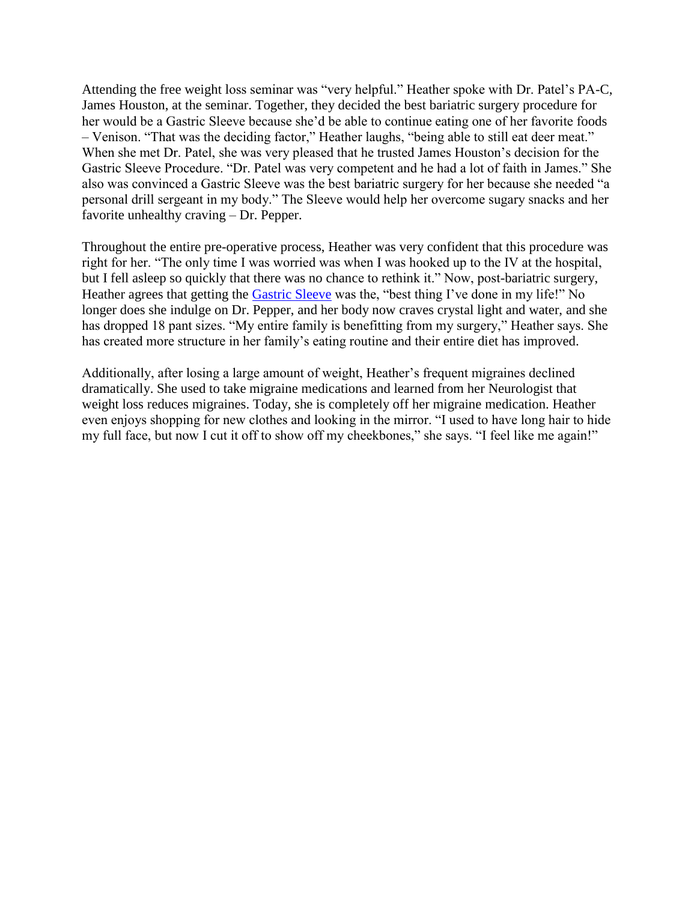Attending the free weight loss seminar was "very helpful." Heather spoke with Dr. Patel's PA-C, James Houston, at the seminar. Together, they decided the best bariatric surgery procedure for her would be a Gastric Sleeve because she'd be able to continue eating one of her favorite foods – Venison. "That was the deciding factor," Heather laughs, "being able to still eat deer meat." When she met Dr. Patel, she was very pleased that he trusted James Houston's decision for the Gastric Sleeve Procedure. "Dr. Patel was very competent and he had a lot of faith in James." She also was convinced a Gastric Sleeve was the best bariatric surgery for her because she needed "a personal drill sergeant in my body." The Sleeve would help her overcome sugary snacks and her favorite unhealthy craving – Dr. Pepper.

Throughout the entire pre-operative process, Heather was very confident that this procedure was right for her. "The only time I was worried was when I was hooked up to the IV at the hospital, but I fell asleep so quickly that there was no chance to rethink it." Now, post-bariatric surgery, Heather agrees that getting the Gastric Sleeve was the, "best thing I've done in my life!" No longer does she indulge on Dr. Pepper, and her body now craves crystal light and water, and she has dropped 18 pant sizes. "My entire family is benefitting from my surgery," Heather says. She has created more structure in her family's eating routine and their entire diet has improved.

Additionally, after losing a large amount of weight, Heather's frequent migraines declined dramatically. She used to take migraine medications and learned from her Neurologist that weight loss reduces migraines. Today, she is completely off her migraine medication. Heather even enjoys shopping for new clothes and looking in the mirror. "I used to have long hair to hide my full face, but now I cut it off to show off my cheekbones," she says. "I feel like me again!"